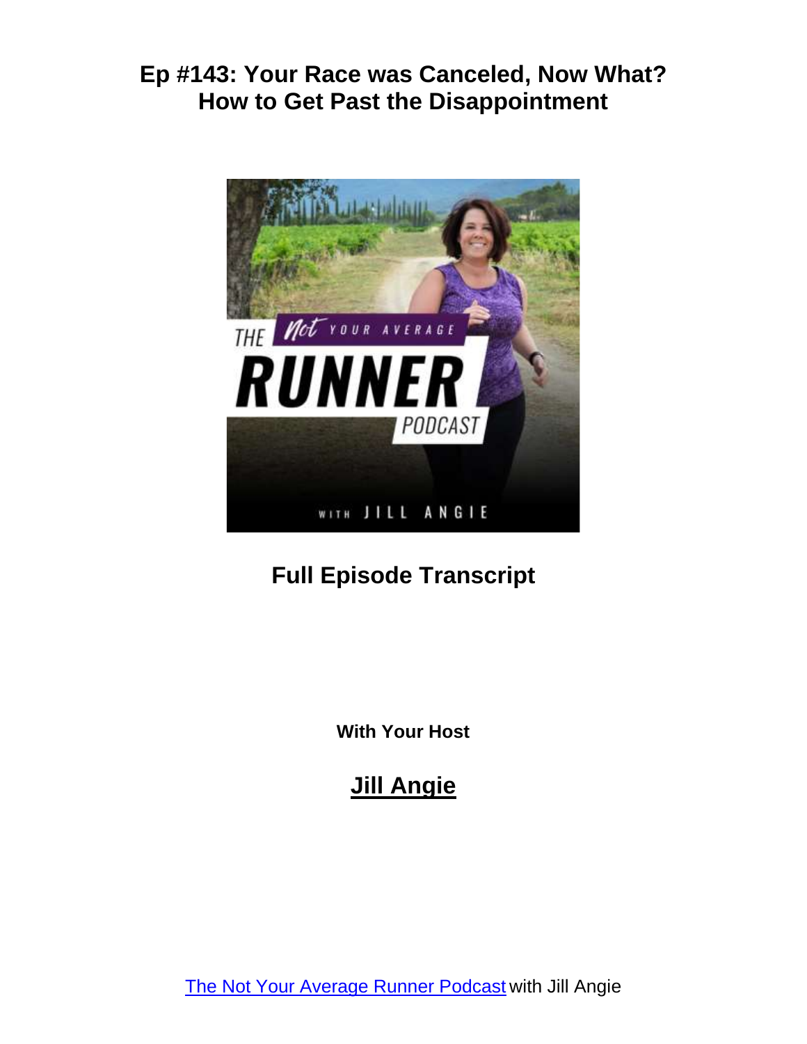# Ep #143: Your Race was Canceled, Now What? How to Get Past the Disappointment

## Full Episode Transcript

**With Your Host**

## Jill Angie

The Not Your Average Runner Podcast with Jill Angie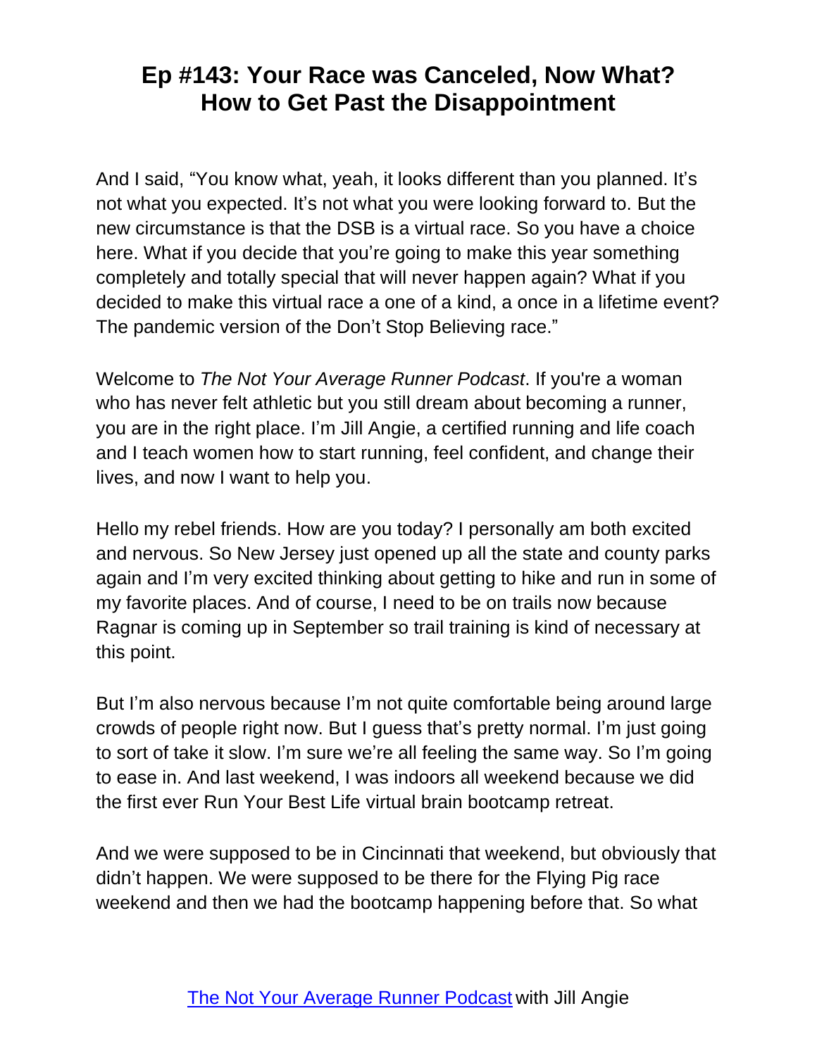# Ep #143: Your Race was Canceled, Now What? How to Get Past the Disappointment

And I said, "You know what, yeah, it looks different than you planned. It's not what you expected. It's not what you were looking forward to. But the new circumstance is that the DSB is a virtual race. So you have a choice here. What if you decide that you're going to make this year something completely and totally special that will never happen again? What if you decided to make this virtual race a one of a kind, a once in a lifetime event? The pandemic version of the Don't Stop Believing race."

Welcome to *The Not Your Average Runner Podcast*. If you're a woman who has never felt athletic but you still dream about becoming a runner, you are in the right place. I'm Jill Angie, a certified running and life coach and I teach women how to start running, feel confident, and change their lives, and now I want to help you.

Hello my rebel friends. How are you today? I personally am both excited and nervous. So New Jersey just opened up all the state and county parks again and I'm very excited thinking about getting to hike and run in some of my favorite places. And of course, I need to be on trails now because Ragnar is coming up in September so trail training is kind of necessary at this point.

But I'm also nervous because I'm not quite comfortable being around large crowds of people right now. But I guess that's pretty normal. I'm just going to sort of take it slow. I'm sure we're all feeling the same way. So I'm going to ease in. And last weekend, I was indoors all weekend because we did the first ever Run Your Best Life virtual brain bootcamp retreat.

And we were supposed to be in Cincinnati that weekend, but obviously that didn't happen. We were supposed to be there for the Flying Pig race weekend and then we had the bootcamp happening before that. So what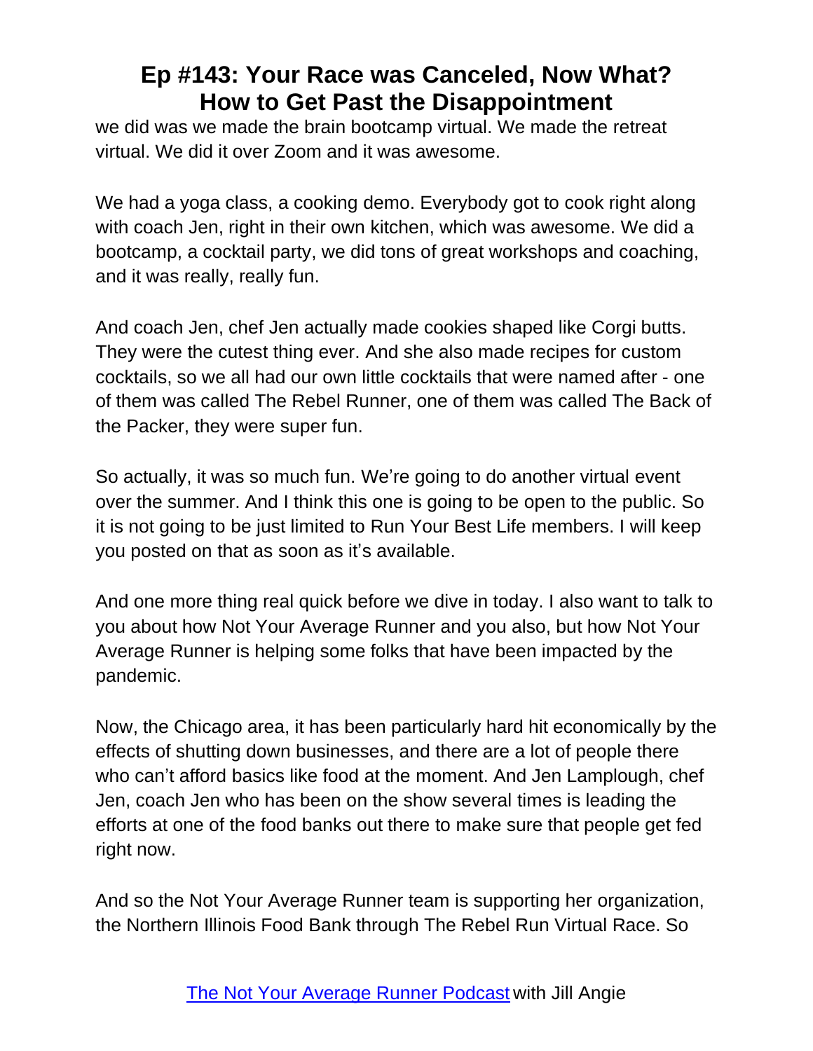we did was we made the brain bootcamp virtual. We made the retreat virtual. We did it over Zoom and it was awesome.

We had a yoga class, a cooking demo. Everybody got to cook right along with coach Jen, right in their own kitchen, which was awesome. We did a bootcamp, a cocktail party, we did tons of great workshops and coaching, and it was really, really fun.

And coach Jen, chef Jen actually made cookies shaped like Corgi butts. They were the cutest thing ever. And she also made recipes for custom cocktails, so we all had our own little cocktails that were named after - one of them was called The Rebel Runner, one of them was called The Back of the Packer, they were super fun.

So actually, it was so much fun. We're going to do another virtual event over the summer. And I think this one is going to be open to the public. So it is not going to be just limited to Run Your Best Life members. I will keep you posted on that as soon as it's available.

And one more thing real quick before we dive in today. I also want to talk to you about how Not Your Average Runner and you also, but how Not Your Average Runner is helping some folks that have been impacted by the pandemic.

Now, the Chicago area, it has been particularly hard hit economically by the effects of shutting down businesses, and there are a lot of people there who can't afford basics like food at the moment. And Jen Lamplough, chef Jen, coach Jen who has been on the show several times is leading the efforts at one of the food banks out there to make sure that people get fed right now.

And so the Not Your Average Runner team is supporting her organization, the Northern Illinois Food Bank through The Rebel Run Virtual Race. So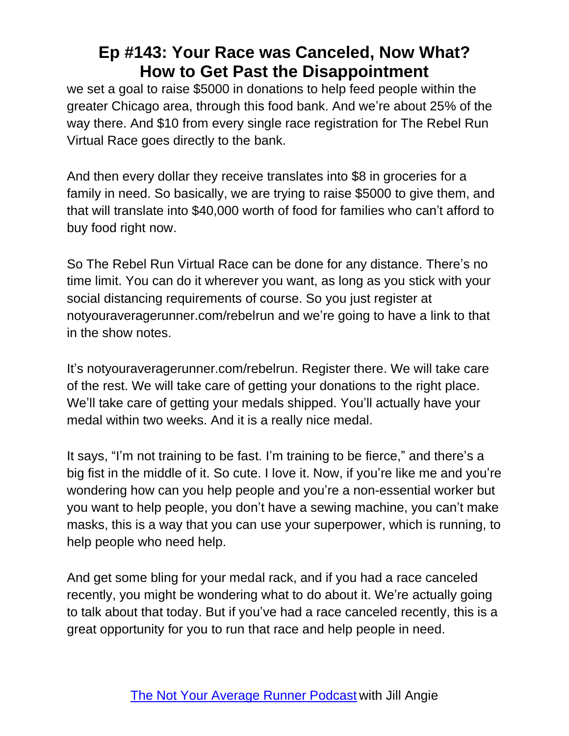we set a goal to raise $5000 in donations to help feed people within the greater Chicago area, through this food bank. And we're about 25% of the way there. And $10 from every single race registration for The Rebel Run Virtual Race goes directly to the bank.

And then every dollar they receive translates into $8 in groceries for a family in need. So basically, we are trying to raise $5000 to give them, and that will translate into $40,000 worth of food for families who can't afford to buy food right now.

So The Rebel Run Virtual Race can be done for any distance. There's no time limit. You can do it wherever you want, as long as you stick with your social distancing requirements of course. So you just register at notyouraveragerunner.com/rebelrun and we're going to have a link to that in the show notes.

It's notyouraveragerunner.com/rebelrun. Register there. We will take care of the rest. We will take care of getting your donations to the right place. We'll take care of getting your medals shipped. You'll actually have your medal within two weeks. And it is a really nice medal.

It says, "I'm not training to be fast. I'm training to be fierce," and there's a big fist in the middle of it. So cute. I love it. Now, if you're like me and you're wondering how can you help people and you're a non-essential worker but you want to help people, you don't have a sewing machine, you can't make masks, this is a way that you can use your superpower, which is running, to help people who need help.

And get some bling for your medal rack, and if you had a race canceled recently, you might be wondering what to do about it. We're actually going to talk about that today. But if you've had a race canceled recently, this is a great opportunity for you to run that race and help people in need.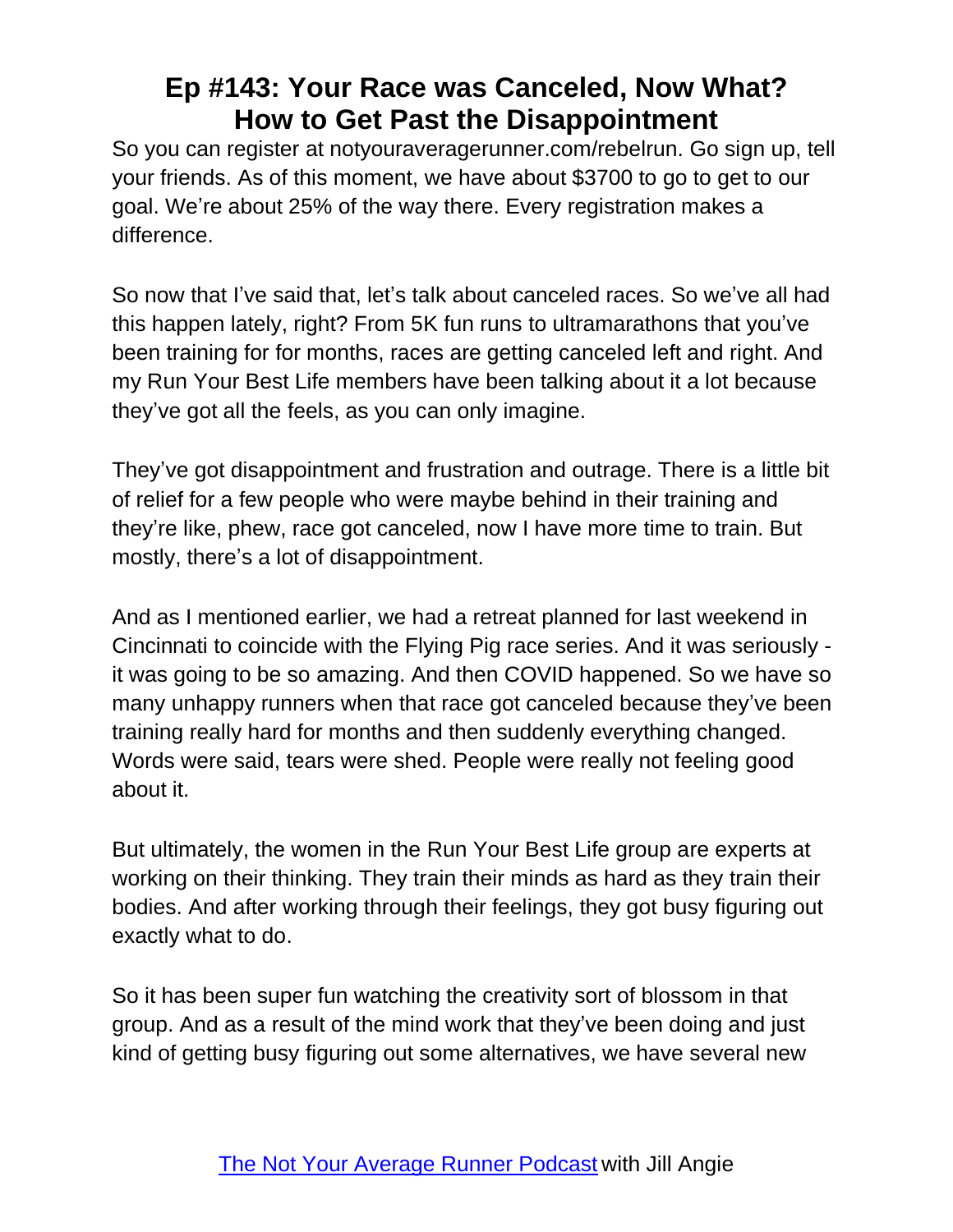So you can register at notyouraveragerunner.com/rebelrun. Go sign up, tell your friends. As of this moment, we have about $3700 to go to get to our goal. We're about 25% of the way there. Every registration makes a difference.

So now that I've said that, let's talk about canceled races. So we've all had this happen lately, right? From 5K fun runs to ultramarathons that you've been training for for months, races are getting canceled left and right. And my Run Your Best Life members have been talking about it a lot because they've got all the feels, as you can only imagine.

They've got disappointment and frustration and outrage. There is a little bit of relief for a few people who were maybe behind in their training and they're like, phew, race got canceled, now I have more time to train. But mostly, there's a lot of disappointment.

And as I mentioned earlier, we had a retreat planned for last weekend in Cincinnati to coincide with the Flying Pig race series. And it was seriously - it was going to be so amazing. And then COVID happened. So we have so many unhappy runners when that race got canceled because they've been training really hard for months and then suddenly everything changed. Words were said, tears were shed. People were really not feeling good about it.

But ultimately, the women in the Run Your Best Life group are experts at working on their thinking. They train their minds as hard as they train their bodies. And after working through their feelings, they got busy figuring out exactly what to do.

So it has been super fun watching the creativity sort of blossom in that group. And as a result of the mind work that they've been doing and just kind of getting busy figuring out some alternatives, we have several new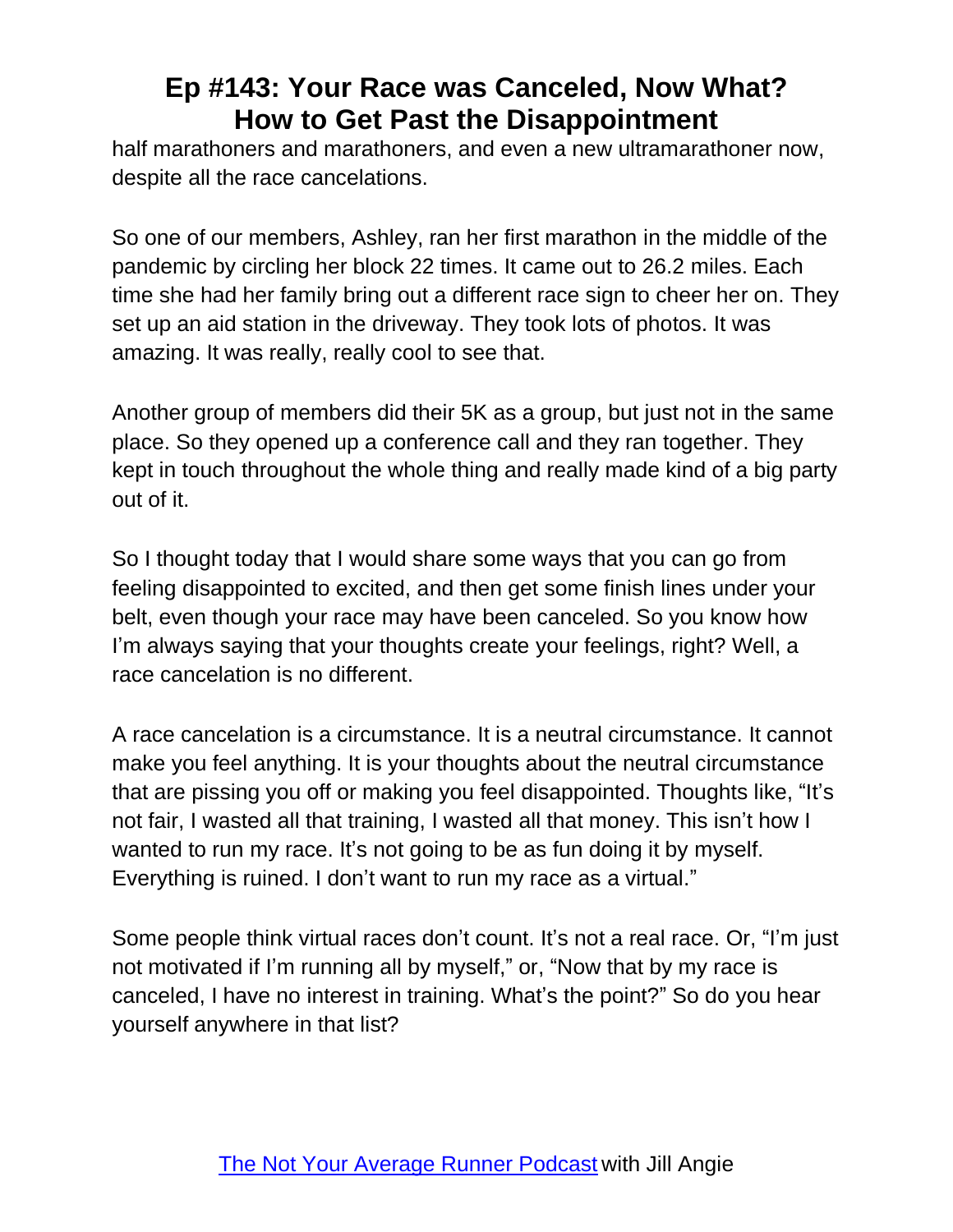half marathoners and marathoners, and even a new ultramarathoner now, despite all the race cancelations.

So one of our members, Ashley, ran her first marathon in the middle of the pandemic by circling her block 22 times. It came out to 26.2 miles. Each time she had her family bring out a different race sign to cheer her on. They set up an aid station in the driveway. They took lots of photos. It was amazing. It was really, really cool to see that.

Another group of members did their 5K as a group, but just not in the same place. So they opened up a conference call and they ran together. They kept in touch throughout the whole thing and really made kind of a big party out of it.

So I thought today that I would share some ways that you can go from feeling disappointed to excited, and then get some finish lines under your belt, even though your race may have been canceled. So you know how I'm always saying that your thoughts create your feelings, right? Well, a race cancelation is no different.

A race cancelation is a circumstance. It is a neutral circumstance. It cannot make you feel anything. It is your thoughts about the neutral circumstance that are pissing you off or making you feel disappointed. Thoughts like, "It's not fair, I wasted all that training, I wasted all that money. This isn't how I wanted to run my race. It's not going to be as fun doing it by myself. Everything is ruined. I don't want to run my race as a virtual."

Some people think virtual races don't count. It's not a real race. Or, "I'm just not motivated if I'm running all by myself," or, "Now that by my race is canceled, I have no interest in training. What's the point?" So do you hear yourself anywhere in that list?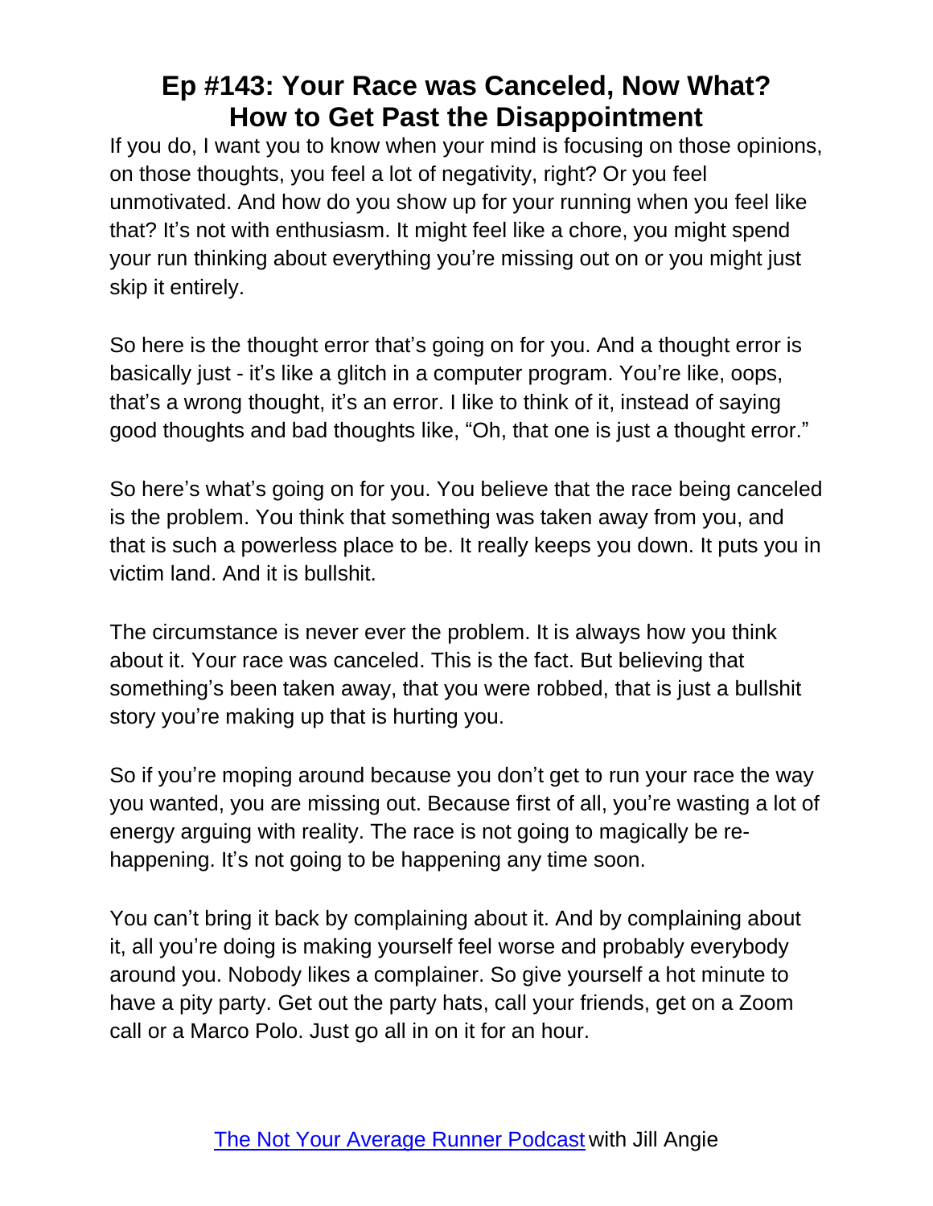If you do, I want you to know when your mind is focusing on those opinions, on those thoughts, you feel a lot of negativity, right? Or you feel unmotivated. And how do you show up for your running when you feel like that? It's not with enthusiasm. It might feel like a chore, you might spend your run thinking about everything you're missing out on or you might just skip it entirely.

So here is the thought error that's going on for you. And a thought error is basically just - it's like a glitch in a computer program. You're like, oops, that's a wrong thought, it's an error. I like to think of it, instead of saying good thoughts and bad thoughts like, "Oh, that one is just a thought error."

So here's what's going on for you. You believe that the race being canceled is the problem. You think that something was taken away from you, and that is such a powerless place to be. It really keeps you down. It puts you in victim land. And it is bullshit.

The circumstance is never ever the problem. It is always how you think about it. Your race was canceled. This is the fact. But believing that something's been taken away, that you were robbed, that is just a bullshit story you're making up that is hurting you.

So if you're moping around because you don't get to run your race the way you wanted, you are missing out. Because first of all, you're wasting a lot of energy arguing with reality. The race is not going to magically be re-happening. It's not going to be happening any time soon.

You can't bring it back by complaining about it. And by complaining about it, all you're doing is making yourself feel worse and probably everybody around you. Nobody likes a complainer. So give yourself a hot minute to have a pity party. Get out the party hats, call your friends, get on a Zoom call or a Marco Polo. Just go all in on it for an hour.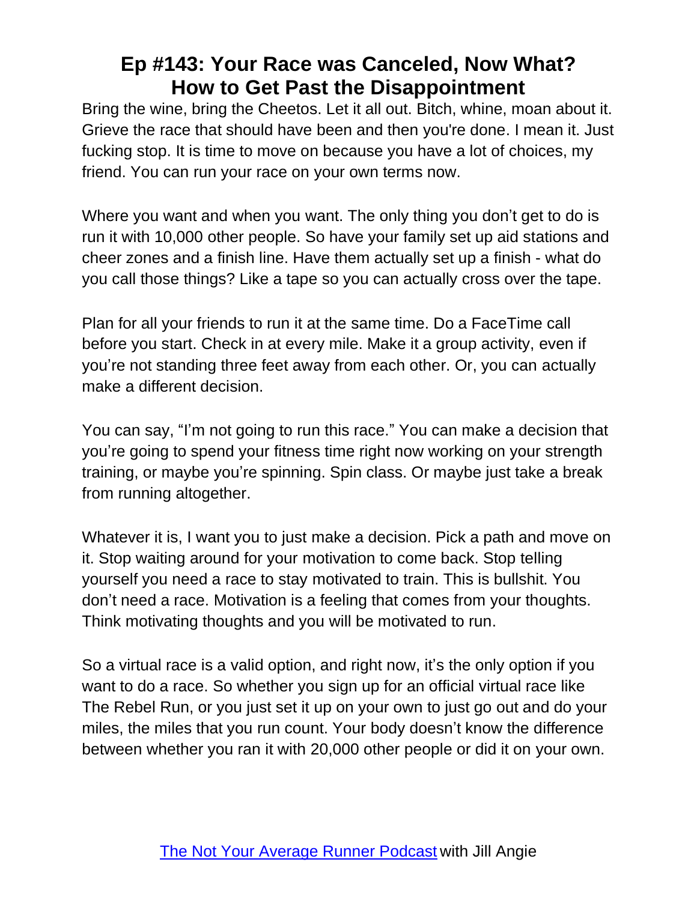Bring the wine, bring the Cheetos. Let it all out. Bitch, whine, moan about it. Grieve the race that should have been and then you're done. I mean it. Just fucking stop. It is time to move on because you have a lot of choices, my friend. You can run your race on your own terms now.

Where you want and when you want. The only thing you don't get to do is run it with 10,000 other people. So have your family set up aid stations and cheer zones and a finish line. Have them actually set up a finish - what do you call those things? Like a tape so you can actually cross over the tape.

Plan for all your friends to run it at the same time. Do a FaceTime call before you start. Check in at every mile. Make it a group activity, even if you're not standing three feet away from each other. Or, you can actually make a different decision.

You can say, "I'm not going to run this race." You can make a decision that you're going to spend your fitness time right now working on your strength training, or maybe you're spinning. Spin class. Or maybe just take a break from running altogether.

Whatever it is, I want you to just make a decision. Pick a path and move on it. Stop waiting around for your motivation to come back. Stop telling yourself you need a race to stay motivated to train. This is bullshit. You don't need a race. Motivation is a feeling that comes from your thoughts. Think motivating thoughts and you will be motivated to run.

So a virtual race is a valid option, and right now, it's the only option if you want to do a race. So whether you sign up for an official virtual race like The Rebel Run, or you just set it up on your own to just go out and do your miles, the miles that you run count. Your body doesn't know the difference between whether you ran it with 20,000 other people or did it on your own.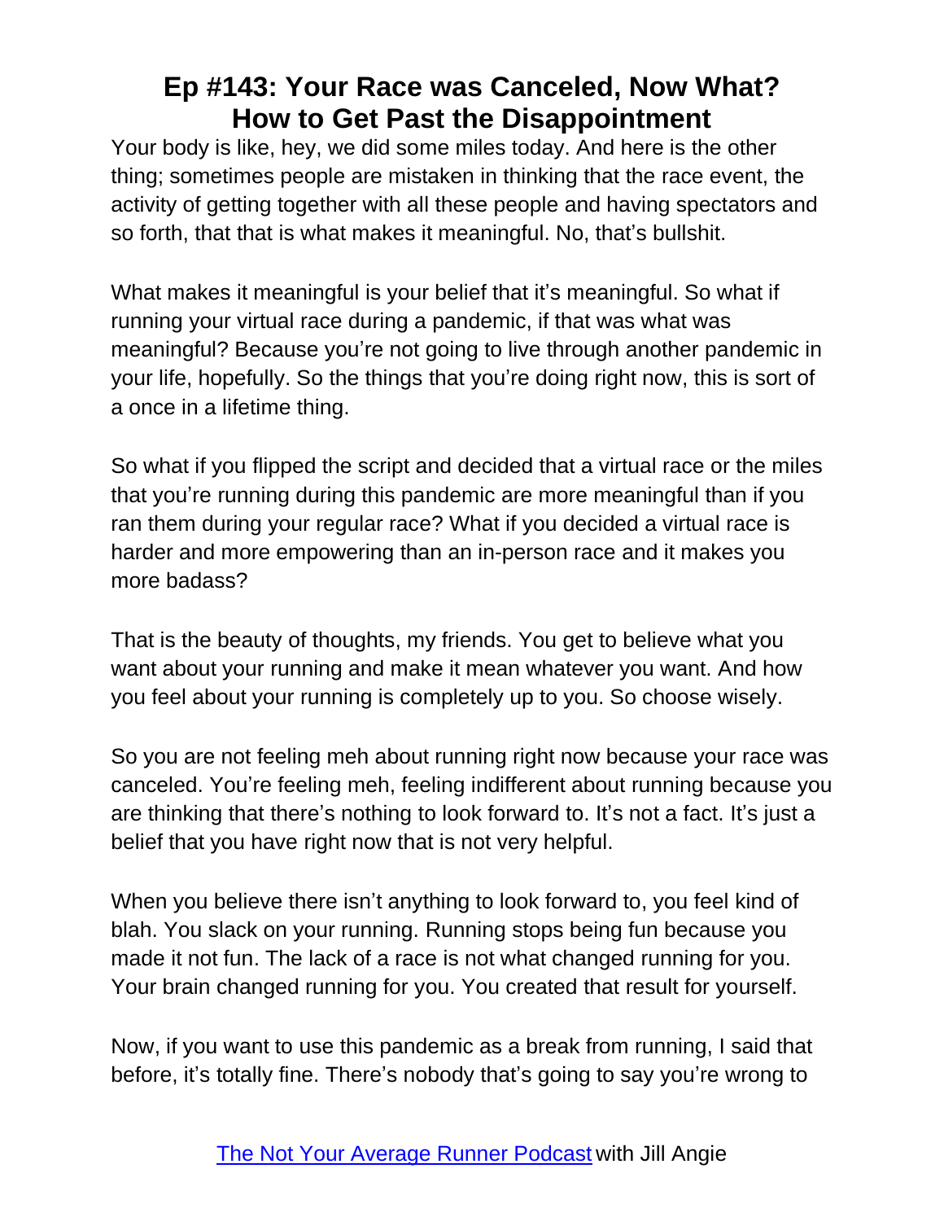Your body is like, hey, we did some miles today. And here is the other thing; sometimes people are mistaken in thinking that the race event, the activity of getting together with all these people and having spectators and so forth, that that is what makes it meaningful. No, that's bullshit.

What makes it meaningful is your belief that it's meaningful. So what if running your virtual race during a pandemic, if that was what was meaningful? Because you're not going to live through another pandemic in your life, hopefully. So the things that you're doing right now, this is sort of a once in a lifetime thing.

So what if you flipped the script and decided that a virtual race or the miles that you're running during this pandemic are more meaningful than if you ran them during your regular race? What if you decided a virtual race is harder and more empowering than an in-person race and it makes you more badass?

That is the beauty of thoughts, my friends. You get to believe what you want about your running and make it mean whatever you want. And how you feel about your running is completely up to you. So choose wisely.

So you are not feeling meh about running right now because your race was canceled. You're feeling meh, feeling indifferent about running because you are thinking that there's nothing to look forward to. It's not a fact. It's just a belief that you have right now that is not very helpful.

When you believe there isn't anything to look forward to, you feel kind of blah. You slack on your running. Running stops being fun because you made it not fun. The lack of a race is not what changed running for you. Your brain changed running for you. You created that result for yourself.

Now, if you want to use this pandemic as a break from running, I said that before, it's totally fine. There's nobody that's going to say you're wrong to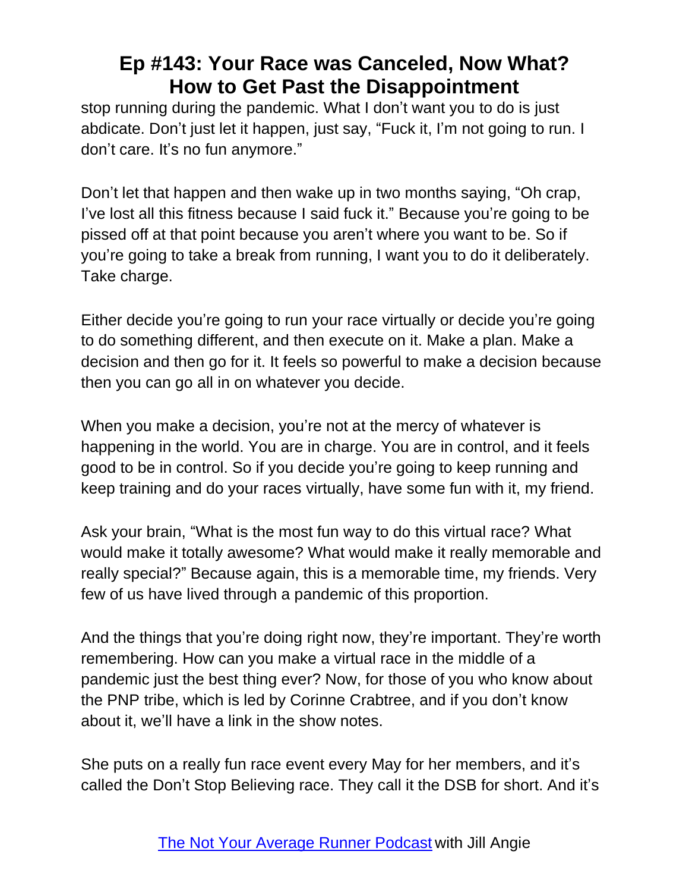stop running during the pandemic. What I don't want you to do is just abdicate. Don't just let it happen, just say, "Fuck it, I'm not going to run. I don't care. It's no fun anymore."

Don't let that happen and then wake up in two months saying, "Oh crap, I've lost all this fitness because I said fuck it." Because you're going to be pissed off at that point because you aren't where you want to be. So if you're going to take a break from running, I want you to do it deliberately. Take charge.

Either decide you're going to run your race virtually or decide you're going to do something different, and then execute on it. Make a plan. Make a decision and then go for it. It feels so powerful to make a decision because then you can go all in on whatever you decide.

When you make a decision, you're not at the mercy of whatever is happening in the world. You are in charge. You are in control, and it feels good to be in control. So if you decide you're going to keep running and keep training and do your races virtually, have some fun with it, my friend.

Ask your brain, "What is the most fun way to do this virtual race? What would make it totally awesome? What would make it really memorable and really special?" Because again, this is a memorable time, my friends. Very few of us have lived through a pandemic of this proportion.

And the things that you're doing right now, they're important. They're worth remembering. How can you make a virtual race in the middle of a pandemic just the best thing ever? Now, for those of you who know about the PNP tribe, which is led by Corinne Crabtree, and if you don't know about it, we'll have a link in the show notes.

She puts on a really fun race event every May for her members, and it's called the Don't Stop Believing race. They call it the DSB for short. And it's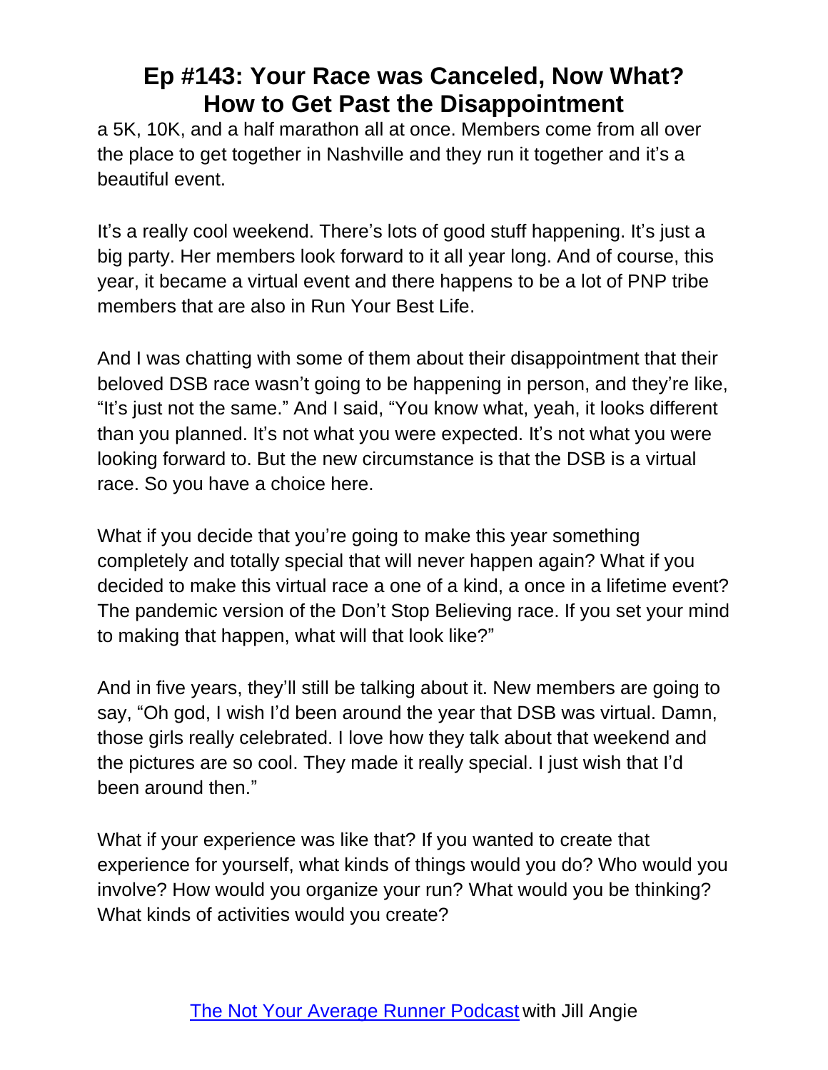a 5K, 10K, and a half marathon all at once. Members come from all over the place to get together in Nashville and they run it together and it's a beautiful event.

It's a really cool weekend. There's lots of good stuff happening. It's just a big party. Her members look forward to it all year long. And of course, this year, it became a virtual event and there happens to be a lot of PNP tribe members that are also in Run Your Best Life.

And I was chatting with some of them about their disappointment that their beloved DSB race wasn't going to be happening in person, and they're like, "It's just not the same." And I said, "You know what, yeah, it looks different than you planned. It's not what you were expected. It's not what you were looking forward to. But the new circumstance is that the DSB is a virtual race. So you have a choice here.

What if you decide that you're going to make this year something completely and totally special that will never happen again? What if you decided to make this virtual race a one of a kind, a once in a lifetime event? The pandemic version of the Don't Stop Believing race. If you set your mind to making that happen, what will that look like?"

And in five years, they'll still be talking about it. New members are going to say, "Oh god, I wish I'd been around the year that DSB was virtual. Damn, those girls really celebrated. I love how they talk about that weekend and the pictures are so cool. They made it really special. I just wish that I'd been around then."

What if your experience was like that? If you wanted to create that experience for yourself, what kinds of things would you do? Who would you involve? How would you organize your run? What would you be thinking? What kinds of activities would you create?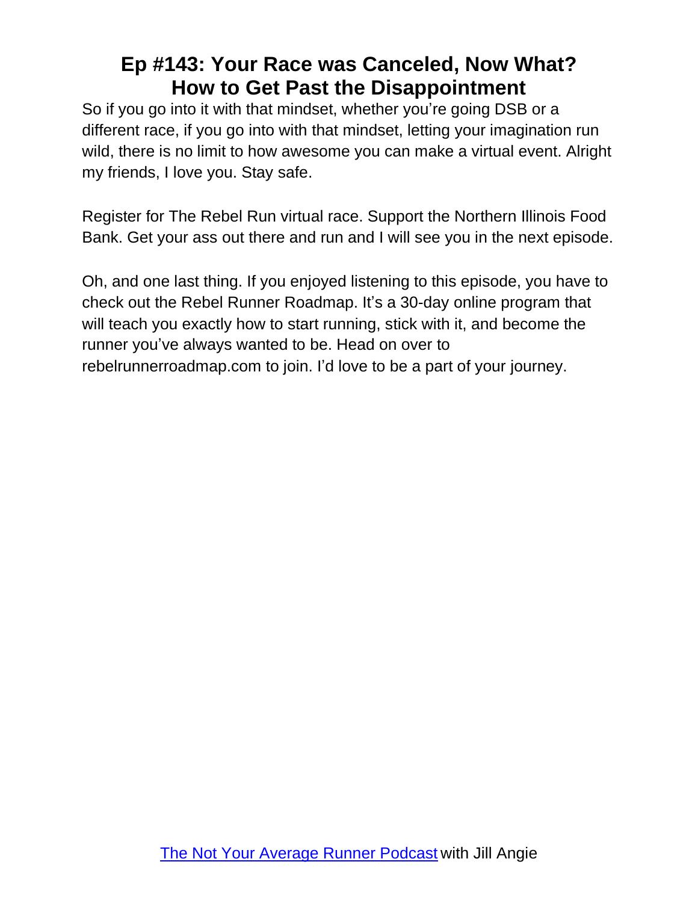So if you go into it with that mindset, whether you're going DSB or a different race, if you go into with that mindset, letting your imagination run wild, there is no limit to how awesome you can make a virtual event. Alright my friends, I love you. Stay safe.

Register for The Rebel Run virtual race. Support the Northern Illinois Food Bank. Get your ass out there and run and I will see you in the next episode.

Oh, and one last thing. If you enjoyed listening to this episode, you have to check out the Rebel Runner Roadmap. It's a 30-day online program that will teach you exactly how to start running, stick with it, and become the runner you've always wanted to be. Head on over to rebelrunnerroadmap.com to join. I'd love to be a part of your journey.